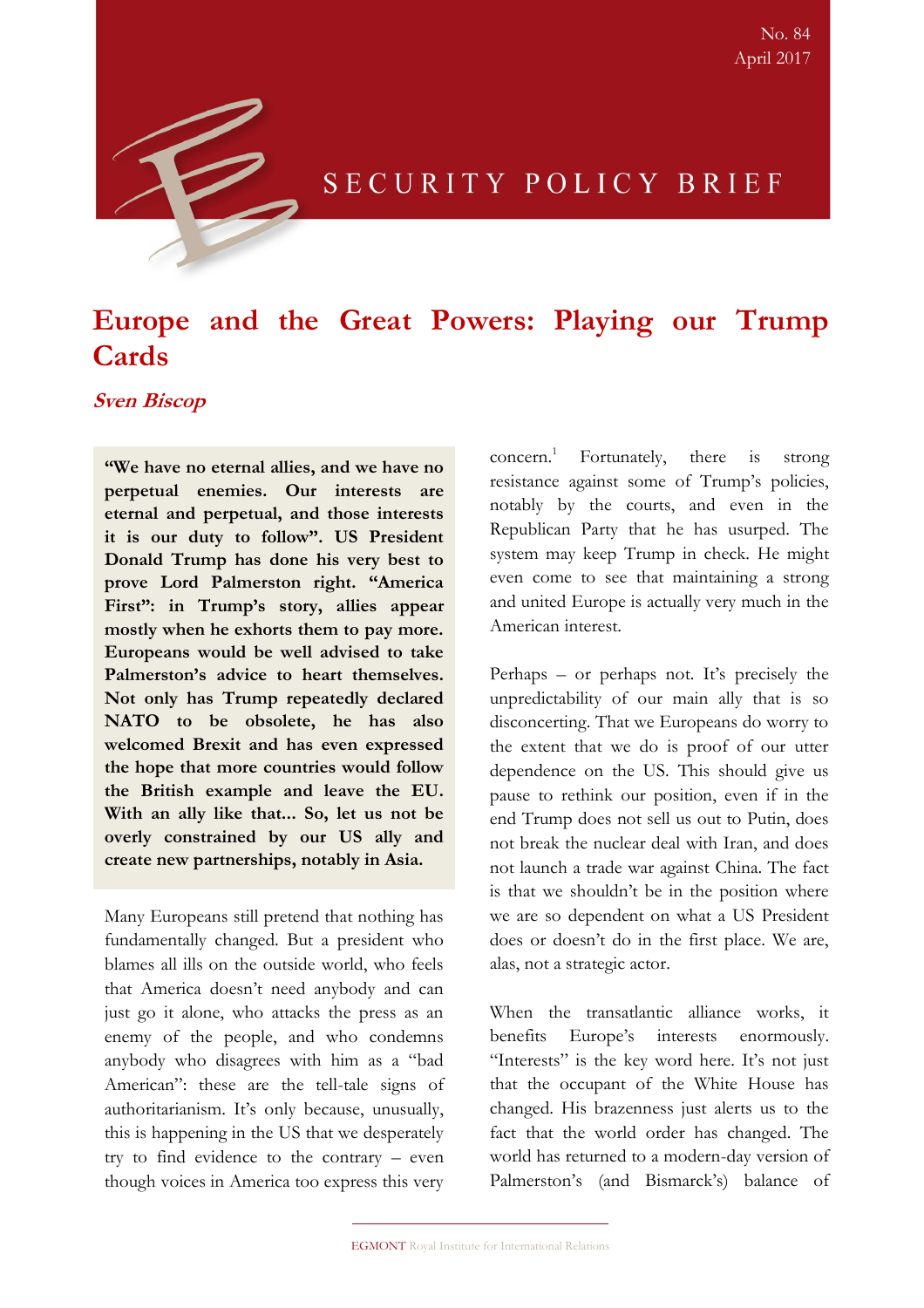No. 84
April 2017

SECURITY POLICY BRIEF

# Europe and the Great Powers: Playing our Trump Cards

***Sven Biscop***

**"We have no eternal allies, and we have no perpetual enemies. Our interests are eternal and perpetual, and those interests it is our duty to follow". US President Donald Trump has done his very best to prove Lord Palmerston right. "America First": in Trump's story, allies appear mostly when he exhorts them to pay more. Europeans would be well advised to take Palmerston's advice to heart themselves. Not only has Trump repeatedly declared NATO to be obsolete, he has also welcomed Brexit and has even expressed the hope that more countries would follow the British example and leave the EU. With an ally like that... So, let us not be overly constrained by our US ally and create new partnerships, notably in Asia.**

Many Europeans still pretend that nothing has fundamentally changed. But a president who blames all ills on the outside world, who feels that America doesn't need anybody and can just go it alone, who attacks the press as an enemy of the people, and who condemns anybody who disagrees with him as a "bad American": these are the tell-tale signs of authoritarianism. It's only because, unusually, this is happening in the US that we desperately try to find evidence to the contrary – even though voices in America too express this very concern.[1] Fortunately, there is strong resistance against some of Trump's policies, notably by the courts, and even in the Republican Party that he has usurped. The system may keep Trump in check. He might even come to see that maintaining a strong and united Europe is actually very much in the American interest.

Perhaps – or perhaps not. It's precisely the unpredictability of our main ally that is so disconcerting. That we Europeans do worry to the extent that we do is proof of our utter dependence on the US. This should give us pause to rethink our position, even if in the end Trump does not sell us out to Putin, does not break the nuclear deal with Iran, and does not launch a trade war against China. The fact is that we shouldn't be in the position where we are so dependent on what a US President does or doesn't do in the first place. We are, alas, not a strategic actor.

When the transatlantic alliance works, it benefits Europe's interests enormously. "Interests" is the key word here. It's not just that the occupant of the White House has changed. His brazenness just alerts us to the fact that the world order has changed. The world has returned to a modern-day version of Palmerston's (and Bismarck's) balance of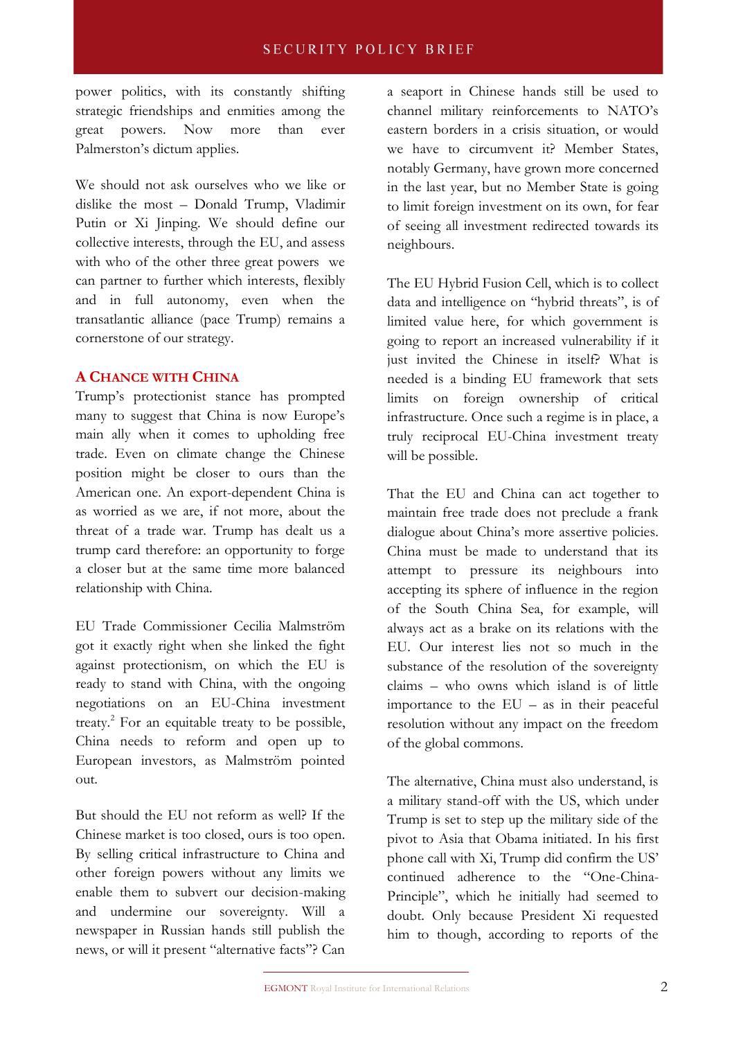power politics, with its constantly shifting strategic friendships and enmities among the great powers. Now more than ever Palmerston's dictum applies.

We should not ask ourselves who we like or dislike the most – Donald Trump, Vladimir Putin or Xi Jinping. We should define our collective interests, through the EU, and assess with who of the other three great powers we can partner to further which interests, flexibly and in full autonomy, even when the transatlantic alliance (pace Trump) remains a cornerstone of our strategy.

## A CHANCE WITH CHINA

Trump's protectionist stance has prompted many to suggest that China is now Europe's main ally when it comes to upholding free trade. Even on climate change the Chinese position might be closer to ours than the American one. An export-dependent China is as worried as we are, if not more, about the threat of a trade war. Trump has dealt us a trump card therefore: an opportunity to forge a closer but at the same time more balanced relationship with China.

EU Trade Commissioner Cecilia Malmström got it exactly right when she linked the fight against protectionism, on which the EU is ready to stand with China, with the ongoing negotiations on an EU-China investment treaty.[2] For an equitable treaty to be possible, China needs to reform and open up to European investors, as Malmström pointed out.

But should the EU not reform as well? If the Chinese market is too closed, ours is too open. By selling critical infrastructure to China and other foreign powers without any limits we enable them to subvert our decision-making and undermine our sovereignty. Will a newspaper in Russian hands still publish the news, or will it present "alternative facts"? Can a seaport in Chinese hands still be used to channel military reinforcements to NATO's eastern borders in a crisis situation, or would we have to circumvent it? Member States, notably Germany, have grown more concerned in the last year, but no Member State is going to limit foreign investment on its own, for fear of seeing all investment redirected towards its neighbours.

The EU Hybrid Fusion Cell, which is to collect data and intelligence on "hybrid threats", is of limited value here, for which government is going to report an increased vulnerability if it just invited the Chinese in itself? What is needed is a binding EU framework that sets limits on foreign ownership of critical infrastructure. Once such a regime is in place, a truly reciprocal EU-China investment treaty will be possible.

That the EU and China can act together to maintain free trade does not preclude a frank dialogue about China's more assertive policies. China must be made to understand that its attempt to pressure its neighbours into accepting its sphere of influence in the region of the South China Sea, for example, will always act as a brake on its relations with the EU. Our interest lies not so much in the substance of the resolution of the sovereignty claims – who owns which island is of little importance to the EU – as in their peaceful resolution without any impact on the freedom of the global commons.

The alternative, China must also understand, is a military stand-off with the US, which under Trump is set to step up the military side of the pivot to Asia that Obama initiated. In his first phone call with Xi, Trump did confirm the US' continued adherence to the "One-China-Principle", which he initially had seemed to doubt. Only because President Xi requested him to though, according to reports of the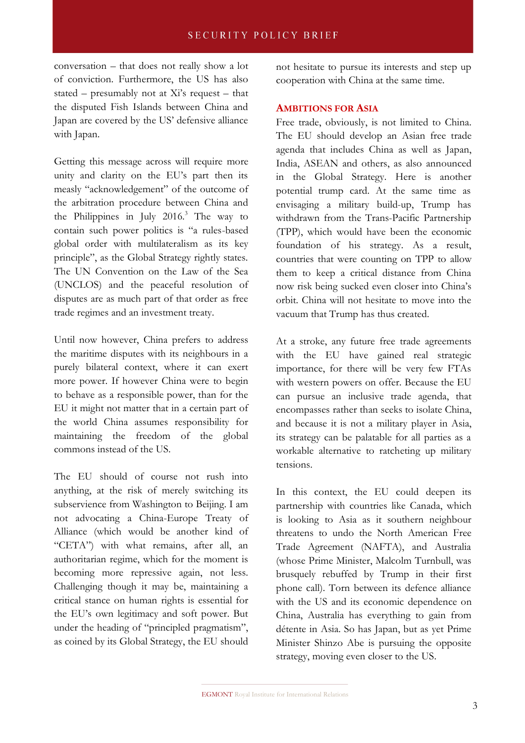conversation – that does not really show a lot of conviction. Furthermore, the US has also stated – presumably not at Xi's request – that the disputed Fish Islands between China and Japan are covered by the US' defensive alliance with Japan.

Getting this message across will require more unity and clarity on the EU's part then its measly "acknowledgement" of the outcome of the arbitration procedure between China and the Philippines in July 2016.[3] The way to contain such power politics is "a rules-based global order with multilateralism as its key principle", as the Global Strategy rightly states. The UN Convention on the Law of the Sea (UNCLOS) and the peaceful resolution of disputes are as much part of that order as free trade regimes and an investment treaty.

Until now however, China prefers to address the maritime disputes with its neighbours in a purely bilateral context, where it can exert more power. If however China were to begin to behave as a responsible power, than for the EU it might not matter that in a certain part of the world China assumes responsibility for maintaining the freedom of the global commons instead of the US.

The EU should of course not rush into anything, at the risk of merely switching its subservience from Washington to Beijing. I am not advocating a China-Europe Treaty of Alliance (which would be another kind of "CETA") with what remains, after all, an authoritarian regime, which for the moment is becoming more repressive again, not less. Challenging though it may be, maintaining a critical stance on human rights is essential for the EU's own legitimacy and soft power. But under the heading of "principled pragmatism", as coined by its Global Strategy, the EU should not hesitate to pursue its interests and step up cooperation with China at the same time.

## Ambitions for Asia

Free trade, obviously, is not limited to China. The EU should develop an Asian free trade agenda that includes China as well as Japan, India, ASEAN and others, as also announced in the Global Strategy. Here is another potential trump card. At the same time as envisaging a military build-up, Trump has withdrawn from the Trans-Pacific Partnership (TPP), which would have been the economic foundation of his strategy. As a result, countries that were counting on TPP to allow them to keep a critical distance from China now risk being sucked even closer into China's orbit. China will not hesitate to move into the vacuum that Trump has thus created.

At a stroke, any future free trade agreements with the EU have gained real strategic importance, for there will be very few FTAs with western powers on offer. Because the EU can pursue an inclusive trade agenda, that encompasses rather than seeks to isolate China, and because it is not a military player in Asia, its strategy can be palatable for all parties as a workable alternative to ratcheting up military tensions.

In this context, the EU could deepen its partnership with countries like Canada, which is looking to Asia as it southern neighbour threatens to undo the North American Free Trade Agreement (NAFTA), and Australia (whose Prime Minister, Malcolm Turnbull, was brusquely rebuffed by Trump in their first phone call). Torn between its defence alliance with the US and its economic dependence on China, Australia has everything to gain from détente in Asia. So has Japan, but as yet Prime Minister Shinzo Abe is pursuing the opposite strategy, moving even closer to the US.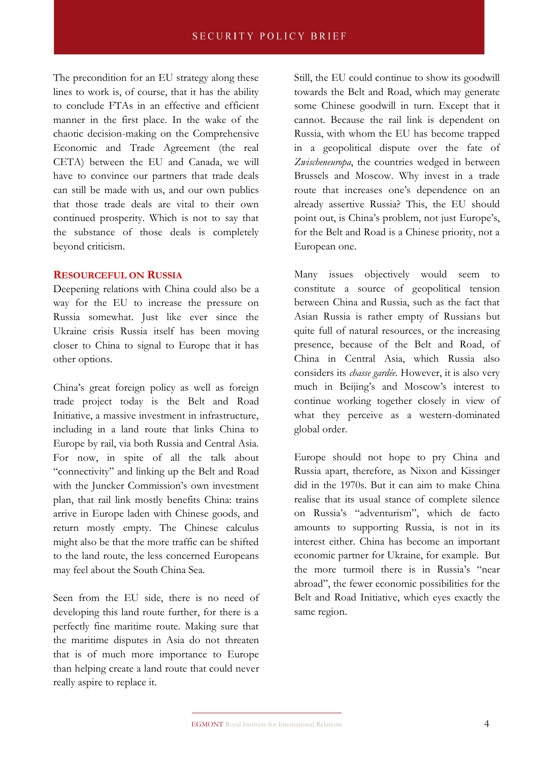The precondition for an EU strategy along these lines to work is, of course, that it has the ability to conclude FTAs in an effective and efficient manner in the first place. In the wake of the chaotic decision-making on the Comprehensive Economic and Trade Agreement (the real CETA) between the EU and Canada, we will have to convince our partners that trade deals can still be made with us, and our own publics that those trade deals are vital to their own continued prosperity. Which is not to say that the substance of those deals is completely beyond criticism.

## Resourceful on Russia

Deepening relations with China could also be a way for the EU to increase the pressure on Russia somewhat. Just like ever since the Ukraine crisis Russia itself has been moving closer to China to signal to Europe that it has other options.

China's great foreign policy as well as foreign trade project today is the Belt and Road Initiative, a massive investment in infrastructure, including in a land route that links China to Europe by rail, via both Russia and Central Asia. For now, in spite of all the talk about "connectivity" and linking up the Belt and Road with the Juncker Commission's own investment plan, that rail link mostly benefits China: trains arrive in Europe laden with Chinese goods, and return mostly empty. The Chinese calculus might also be that the more traffic can be shifted to the land route, the less concerned Europeans may feel about the South China Sea.

Seen from the EU side, there is no need of developing this land route further, for there is a perfectly fine maritime route. Making sure that the maritime disputes in Asia do not threaten that is of much more importance to Europe than helping create a land route that could never really aspire to replace it.

Still, the EU could continue to show its goodwill towards the Belt and Road, which may generate some Chinese goodwill in turn. Except that it cannot. Because the rail link is dependent on Russia, with whom the EU has become trapped in a geopolitical dispute over the fate of *Zwischeneuropa*, the countries wedged in between Brussels and Moscow. Why invest in a trade route that increases one's dependence on an already assertive Russia? This, the EU should point out, is China's problem, not just Europe's, for the Belt and Road is a Chinese priority, not a European one.

Many issues objectively would seem to constitute a source of geopolitical tension between China and Russia, such as the fact that Asian Russia is rather empty of Russians but quite full of natural resources, or the increasing presence, because of the Belt and Road, of China in Central Asia, which Russia also considers its *chasse gardée*. However, it is also very much in Beijing's and Moscow's interest to continue working together closely in view of what they perceive as a western-dominated global order.

Europe should not hope to pry China and Russia apart, therefore, as Nixon and Kissinger did in the 1970s. But it can aim to make China realise that its usual stance of complete silence on Russia's "adventurism", which de facto amounts to supporting Russia, is not in its interest either. China has become an important economic partner for Ukraine, for example. But the more turmoil there is in Russia's "near abroad", the fewer economic possibilities for the Belt and Road Initiative, which eyes exactly the same region.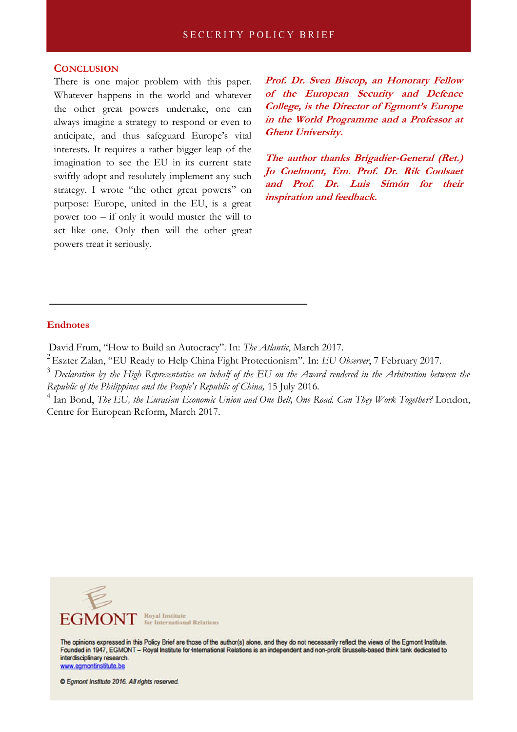## Conclusion

There is one major problem with this paper. Whatever happens in the world and whatever the other great powers undertake, one can always imagine a strategy to respond or even to anticipate, and thus safeguard Europe's vital interests. It requires a rather bigger leap of the imagination to see the EU in its current state swiftly adopt and resolutely implement any such strategy. I wrote "the other great powers" on purpose: Europe, united in the EU, is a great power too – if only it would muster the will to act like one. Only then will the other great powers treat it seriously.

***Prof. Dr. Sven Biscop, an Honorary Fellow of the European Security and Defence College, is the Director of Egmont's Europe in the World Programme and a Professor at Ghent University.***

***The author thanks Brigadier-General (Ret.) Jo Coelmont, Em. Prof. Dr. Rik Coolsaet and Prof. Dr. Luis Simón for their inspiration and feedback.***

---

## Endnotes

David Frum, "How to Build an Autocracy". In: *The Atlantic*, March 2017.

[2] Eszter Zalan, "EU Ready to Help China Fight Protectionism". In: *EU Observer*, 7 February 2017.

[3] *Declaration by the High Representative on behalf of the EU on the Award rendered in the Arbitration between the Republic of the Philippines and the People's Republic of China,* 15 July 2016.

[4] Ian Bond, *The EU, the Eurasian Economic Union and One Belt, One Road. Can They Work Together?* London, Centre for European Reform, March 2017.

EGMONT Royal Institute for International Relations

The opinions expressed in this Policy Brief are those of the author(s) alone, and they do not necessarily reflect the views of the Egmont Institute. Founded in 1947, EGMONT – Royal Institute for International Relations is an independent and non-profit Brussels-based think tank dedicated to interdisciplinary research.
www.egmontinstitute.be

*© Egmont Institute 2016. All rights reserved.*